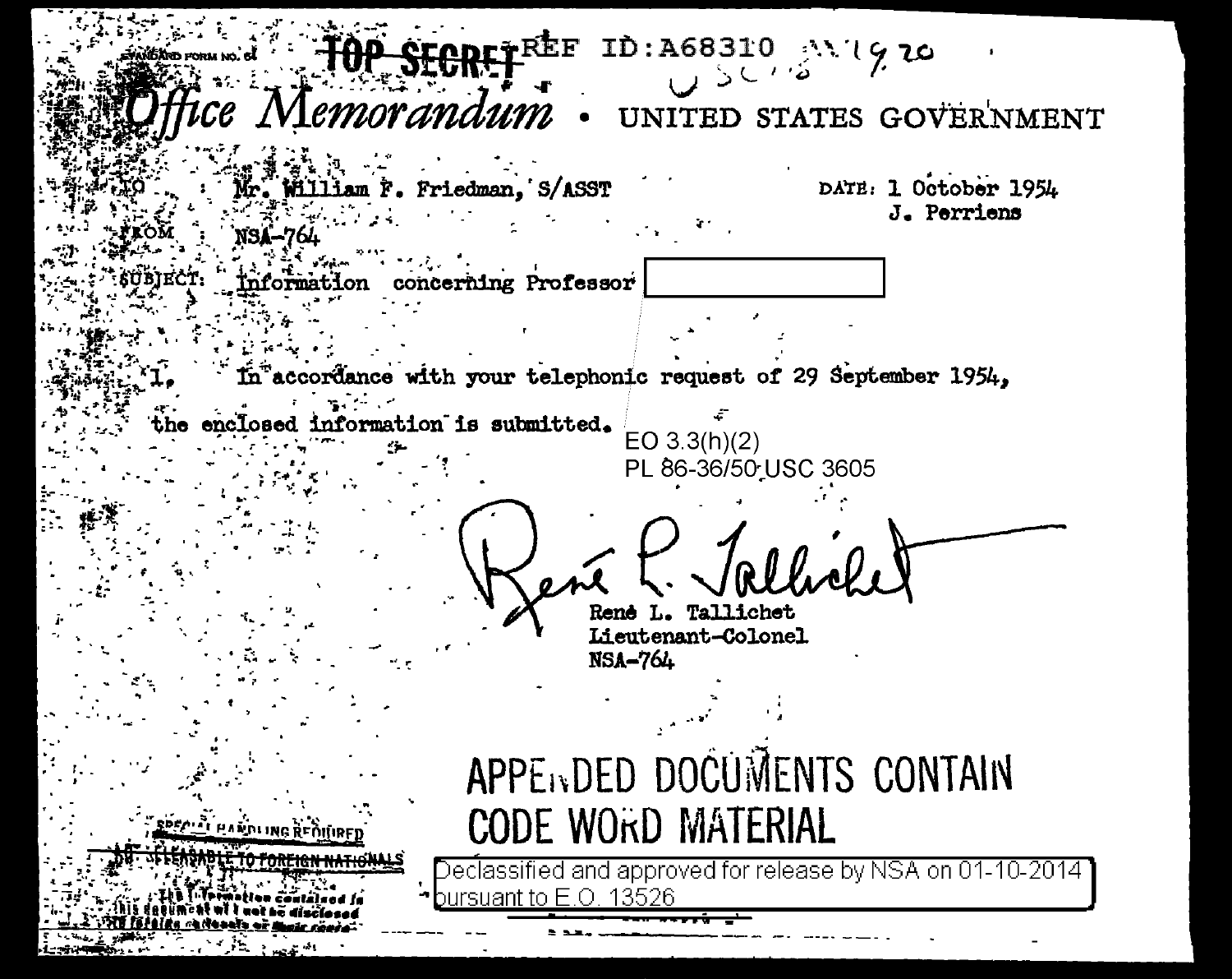STANDARD FORM NO. 64

TOP SECRET REF ID:A68310

# Office Memorandum • UNITED STATES GOVERNMENT

TO : Mr. William F. Friedman, S/ASST

DATE: 1 October 1954
J. Perriens

FROM : NSA-764

SUBJECT: Information concerning Professor [redacted]

1. In accordance with your telephonic request of 29 September 1954, the enclosed information is submitted.

EO 3.3(h)(2)
PL 86-36/50 USC 3605

René L. Tallichet
Lieutenant-Colonel
NSA-764

APPENDED DOCUMENTS CONTAIN
CODE WORD MATERIAL

SPECIAL HANDLING REQUIRED
NOT RELEASABLE TO FOREIGN NATIONALS
The information contained in this document will not be disclosed to foreign nationals or their representatives

Declassified and approved for release by NSA on 01-10-2014 pursuant to E.O. 13526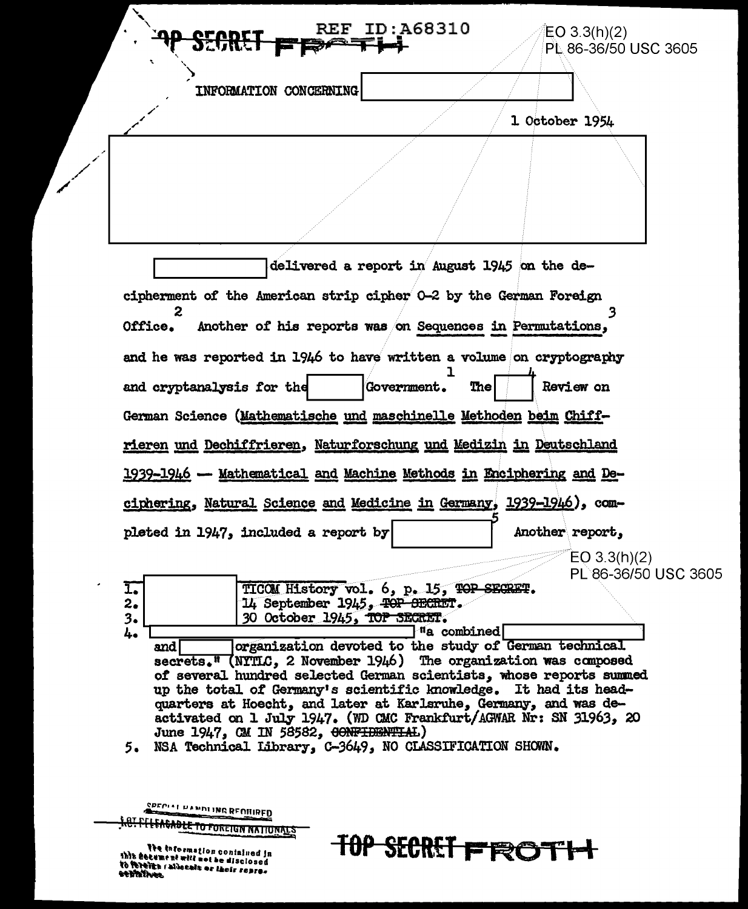TOP SECRET FROTH

REF ID:A68310

EO 3.3(h)(2)
PL 86-36/50 USC 3605

INFORMATION CONCERNING [redacted]

1 October 1954

[redacted]

[redacted] delivered a report in August 1945 on the decipherment of the American strip cipher O-2 by the German Foreign Office.[2] Another of his reports was on Sequences in Permutations,[3] and he was reported in 1946 to have written a volume on cryptography and cryptanalysis for the [redacted] Government.[1] The [redacted][4] Review on German Science (Mathematische und maschinelle Methoden beim Chiffrieren und Dechiffrieren, Naturforschung und Medizin in Deutschland 1939-1946 — Mathematical and Machine Methods in Enciphering and Deciphering, Natural Science and Medicine in Germany, 1939-1946), completed in 1947, included a report by [redacted][5] Another report,

EO 3.3(h)(2)
PL 86-36/50 USC 3605

1. [redacted] TICOM History vol. 6, p. 15, ~~TOP SECRET~~.
2. [redacted] 14 September 1945, ~~TOP SECRET~~.
3. [redacted] 30 October 1945, ~~TOP SECRET~~.
4. [redacted] "a combined [redacted] and [redacted] organization devoted to the study of German technical secrets." (NYTLC, 2 November 1946) The organization was composed of several hundred selected German scientists, whose reports summed up the total of Germany's scientific knowledge. It had its headquarters at Hoecht, and later at Karlsruhe, Germany, and was deactivated on 1 July 1947. (WD CMC Frankfurt/AGWAR Nr: SN 31963, 20 June 1947, CM IN 58582, ~~CONFIDENTIAL~~)
5. NSA Technical Library, C-3649, NO CLASSIFICATION SHOWN.

SPECIAL HANDLING REQUIRED
NOT RELEASABLE TO FOREIGN NATIONALS

The information contained in this document will not be disclosed to foreign nationals or their representatives.

TOP SECRET FROTH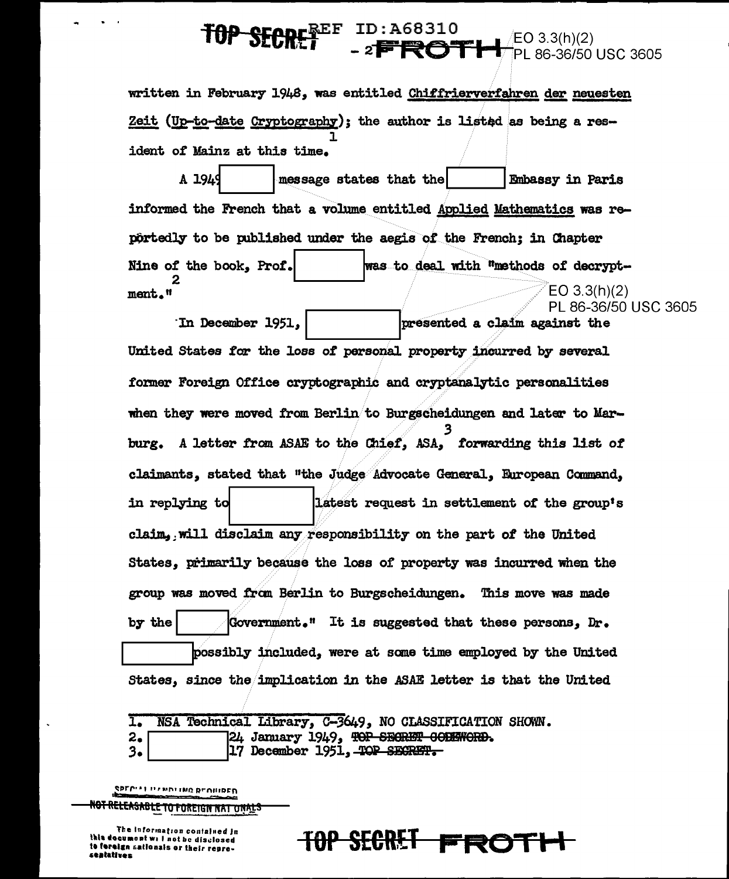written in February 1948, was entitled Chiffrierverfahren der neuesten Zeit (Up-to-date Cryptography); the author is listed as being a resident of Mainz at this time.[1]

A 1949 [ ] message states that the [ ] Embassy in Paris informed the French that a volume entitled Applied Mathematics was reportedly to be published under the aegis of the French; in Chapter Nine of the book, Prof. [ ] was to deal with "methods of decryptment."[2]

EO 3.3(h)(2)
PL 86-36/50 USC 3605

In December 1951, [ ] presented a claim against the United States for the loss of personal property incurred by several former Foreign Office cryptographic and cryptanalytic personalities when they were moved from Berlin to Burgscheidungen and later to Marburg. A letter from ASAE to the Chief, ASA,[3] forwarding this list of claimants, stated that "the Judge Advocate General, European Command, in replying to [ ] latest request in settlement of the group's claim, will disclaim any responsibility on the part of the United States, primarily because the loss of property was incurred when the group was moved from Berlin to Burgscheidungen. This move was made by the [ ] Government." It is suggested that these persons, Dr. [ ] possibly included, were at some time employed by the United States, since the implication in the ASAE letter is that the United

1. NSA Technical Library, C-3649, NO CLASSIFICATION SHOWN.
2. [ ] 24 January 1949, ~~TOP SECRET CODEWORD.~~
3. [ ] 17 December 1951, ~~TOP SECRET.~~

SPECIAL HANDLING REQUIRED
~~NOT RELEASABLE TO FOREIGN NATIONALS~~

The information contained in this document will not be disclosed to foreign nationals or their representatives

TOP SECRET FROTH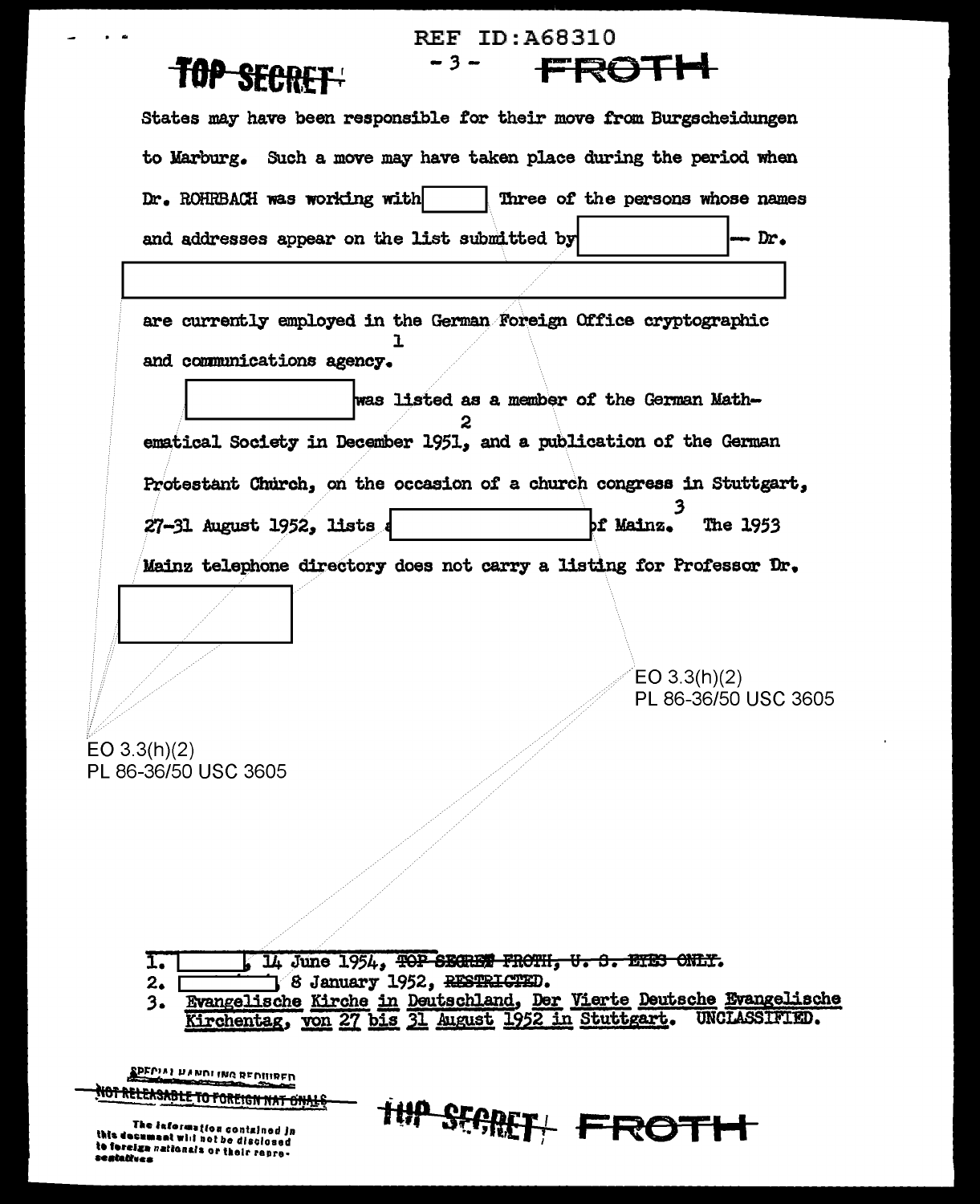REF ID:A68310

TOP SECRET FROTH

States may have been responsible for their move from Burgscheidungen to Marburg. Such a move may have taken place during the period when Dr. ROHRBACH was working with [redacted] Three of the persons whose names and addresses appear on the list submitted by [redacted] — Dr. [redacted] are currently employed in the German Foreign Office cryptographic and communications agency.[1]

[redacted] was listed as a member of the German Mathematical Society in December 1951,[2] and a publication of the German Protestant Church, on the occasion of a church congress in Stuttgart, 27-31 August 1952, lists [redacted] of Mainz.[3] The 1953 Mainz telephone directory does not carry a listing for Professor Dr. [redacted]

EO 3.3(h)(2)
PL 86-36/50 USC 3605

EO 3.3(h)(2)
PL 86-36/50 USC 3605

1. [redacted], 14 June 1954, ~~TOP SECRET FROTH, U. S. EYES ONLY.~~
2. [redacted] 8 January 1952, ~~RESTRICTED~~.
3. Evangelische Kirche in Deutschland, Der Vierte Deutsche Evangelische Kirchentag, von 27 bis 31 August 1952 in Stuttgart. UNCLASSIFIED.

SPECIAL HANDLING REQUIRED
NOT RELEASABLE TO FOREIGN NATIONALS
The information contained in this document will not be disclosed to foreign nationals or their representatives

TOP SECRET FROTH